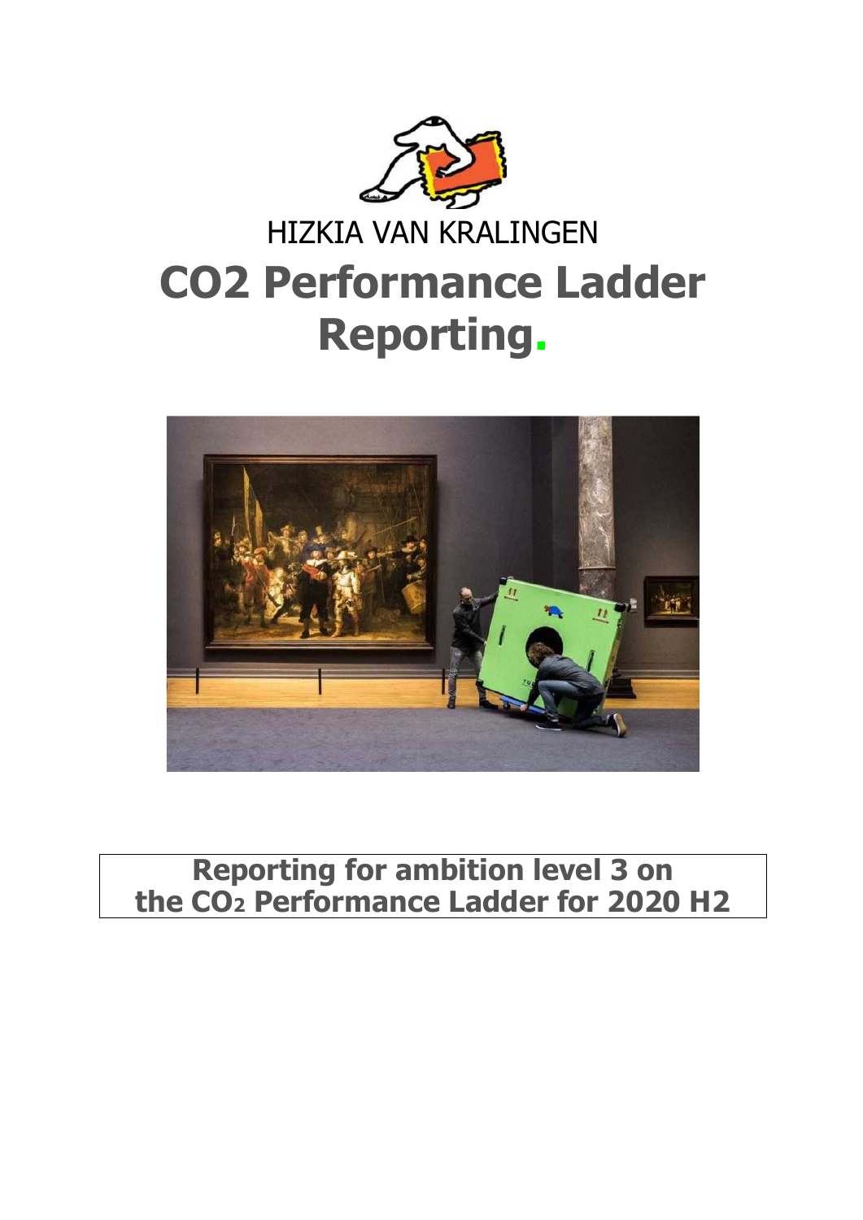HIZKIA VAN KRALINGEN

# CO2 Performance Ladder Reporting.

**Reporting for ambition level 3 on the $CO_2$ Performance Ladder for 2020 H2**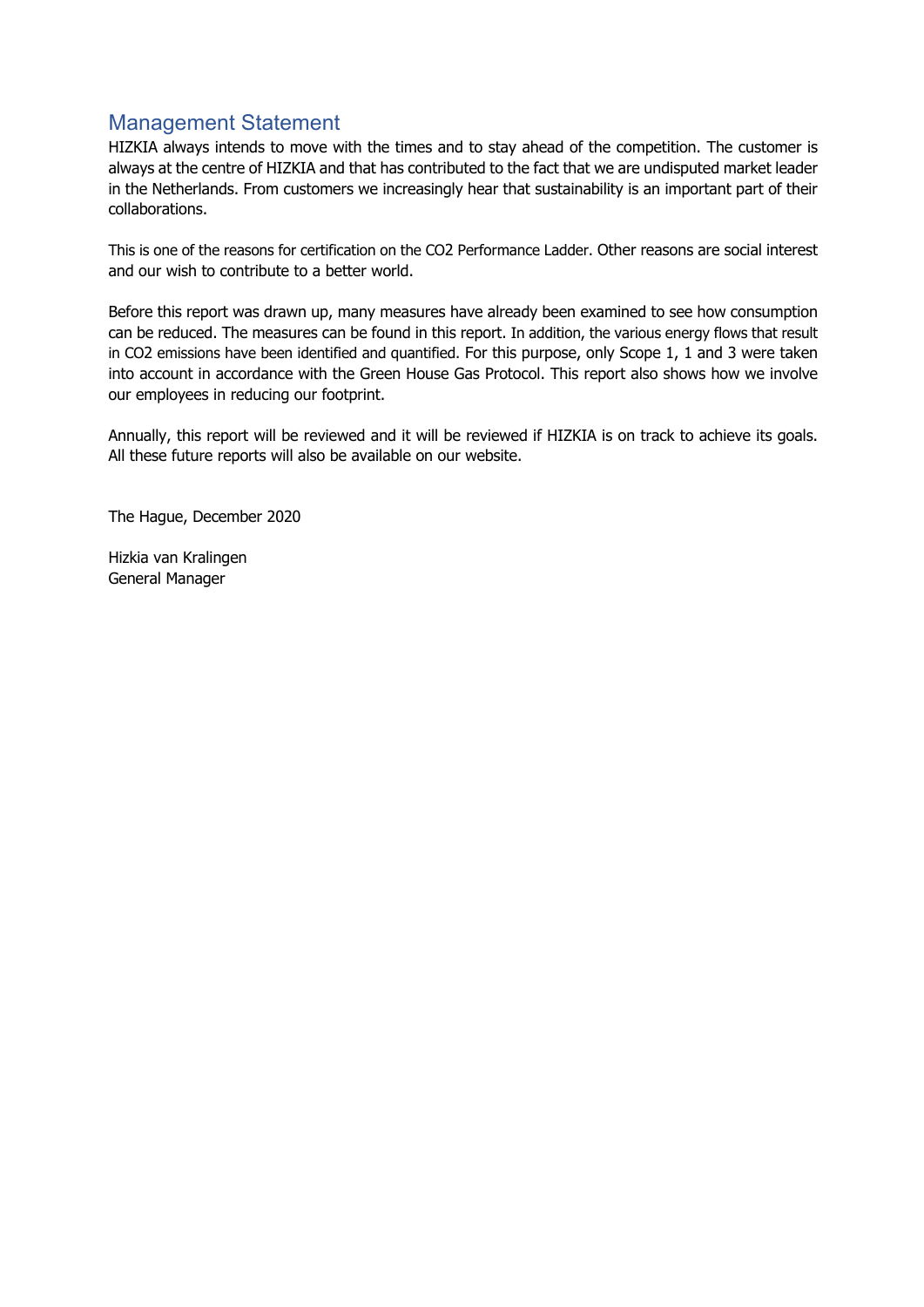## Management Statement

HIZKIA always intends to move with the times and to stay ahead of the competition. The customer is always at the centre of HIZKIA and that has contributed to the fact that we are undisputed market leader in the Netherlands. From customers we increasingly hear that sustainability is an important part of their collaborations.

This is one of the reasons for certification on the $CO_2$ Performance Ladder. Other reasons are social interest and our wish to contribute to a better world.

Before this report was drawn up, many measures have already been examined to see how consumption can be reduced. The measures can be found in this report. In addition, the various energy flows that result in $CO_2$ emissions have been identified and quantified. For this purpose, only Scope 1, 1 and 3 were taken into account in accordance with the Green House Gas Protocol. This report also shows how we involve our employees in reducing our footprint.

Annually, this report will be reviewed and it will be reviewed if HIZKIA is on track to achieve its goals. All these future reports will also be available on our website.

The Hague, December 2020

Hizkia van Kralingen
General Manager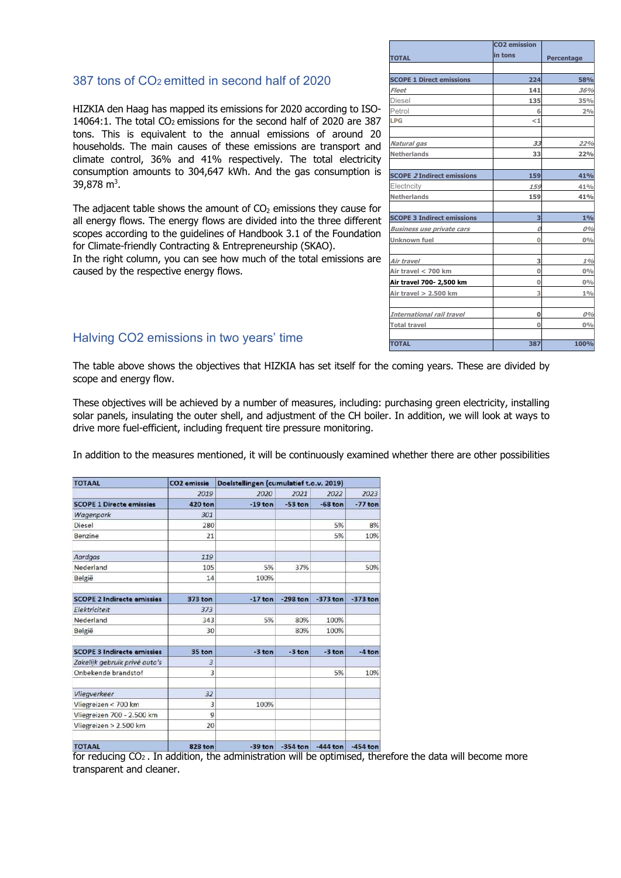## 387 tons of $CO_2$ emitted in second half of 2020

HIZKIA den Haag has mapped its emissions for 2020 according to ISO-14064:1. The total $CO_2$ emissions for the second half of 2020 are 387 tons. This is equivalent to the annual emissions of around 20 households. The main causes of these emissions are transport and climate control, 36% and 41% respectively. The total electricity consumption amounts to 304,647 kWh. And the gas consumption is 39,878 $m^3$.

The adjacent table shows the amount of $CO_2$ emissions they cause for all energy flows. The energy flows are divided into the three different scopes according to the guidelines of Handbook 3.1 of the Foundation for Climate-friendly Contracting & Entrepreneurship (SKAO).
In the right column, you can see how much of the total emissions are caused by the respective energy flows.

| TOTAL | CO2 emission in tons | Percentage |
|---|---|---|
| | | |
| **SCOPE 1 Direct emissions** | **224** | **58%** |
| *Fleet* | 141 | *36%* |
| Diesel | 135 | 35% |
| Petrol | 6 | 2% |
| LPG | <1 | |
| | | |
| *Natural gas* | *33* | *22%* |
| Netherlands | 33 | 22% |
| | | |
| **SCOPE 2 Indirect emissions** | **159** | **41%** |
| Electncity | *159* | 41% |
| Netherlands | 159 | 41% |
| | | |
| **SCOPE 3 Indirect emissions** | **3** | **1%** |
| *Business use private cars* | *0* | *0%* |
| Unknown fuel | 0 | 0% |
| | | |
| *Air travel* | 3 | *1%* |
| Air travel < 700 km | 0 | 0% |
| Air travel 700- 2,500 km | 0 | 0% |
| Air travel > 2.500 km | 3 | 1% |
| | | |
| *International rail travel* | 0 | *0%* |
| Total travel | 0 | 0% |
| | | |
| **TOTAL** | **387** | **100%** |

## Halving CO2 emissions in two years' time

The table above shows the objectives that HIZKIA has set itself for the coming years. These are divided by scope and energy flow.

These objectives will be achieved by a number of measures, including: purchasing green electricity, installing solar panels, insulating the outer shell, and adjustment of the CH boiler. In addition, we will look at ways to drive more fuel-efficient, including frequent tire pressure monitoring.

In addition to the measures mentioned, it will be continuously examined whether there are other possibilities for reducing $CO_2$. In addition, the administration will be optimised, therefore the data will become more transparent and cleaner.

| TOTAAL | CO2 emissie | Doelstellingen (cumulatief t.o.v. 2019) | | | |
|---|---|---|---|---|---|
| | 2019 | 2020 | 2021 | 2022 | 2023 |
| **SCOPE 1 Directe emissies** | **420 ton** | **-19 ton** | **-53 ton** | **-68 ton** | **-77 ton** |
| *Wagenpark* | *301* | | | | |
| Diesel | 280 | | | 5% | 8% |
| Benzine | 21 | | | 5% | 10% |
| | | | | | |
| *Aardgas* | *119* | | | | |
| Nederland | 105 | 5% | 37% | | 50% |
| België | 14 | 100% | | | |
| | | | | | |
| **SCOPE 2 Indirecte emissies** | **373 ton** | **-17 ton** | **-298 ton** | **-373 ton** | **-373 ton** |
| *Elektriciteit* | *373* | | | | |
| Nederland | 343 | 5% | 80% | 100% | |
| België | 30 | | 80% | 100% | |
| | | | | | |
| **SCOPE 3 Indirecte emissies** | **35 ton** | **-3 ton** | **-3 ton** | **-3 ton** | **-4 ton** |
| *Zakelijk gebruik privé auto's* | *3* | | | | |
| Onbekende brandstof | 3 | | | 5% | 10% |
| | | | | | |
| *Vliegverkeer* | *32* | | | | |
| Vliegreizen < 700 km | 3 | 100% | | | |
| Vliegreizen 700 - 2.500 km | 9 | | | | |
| Vliegreizen > 2.500 km | 20 | | | | |
| | | | | | |
| **TOTAAL** | **828 ton** | **-39 ton** | **-354 ton** | **-444 ton** | **-454 ton** |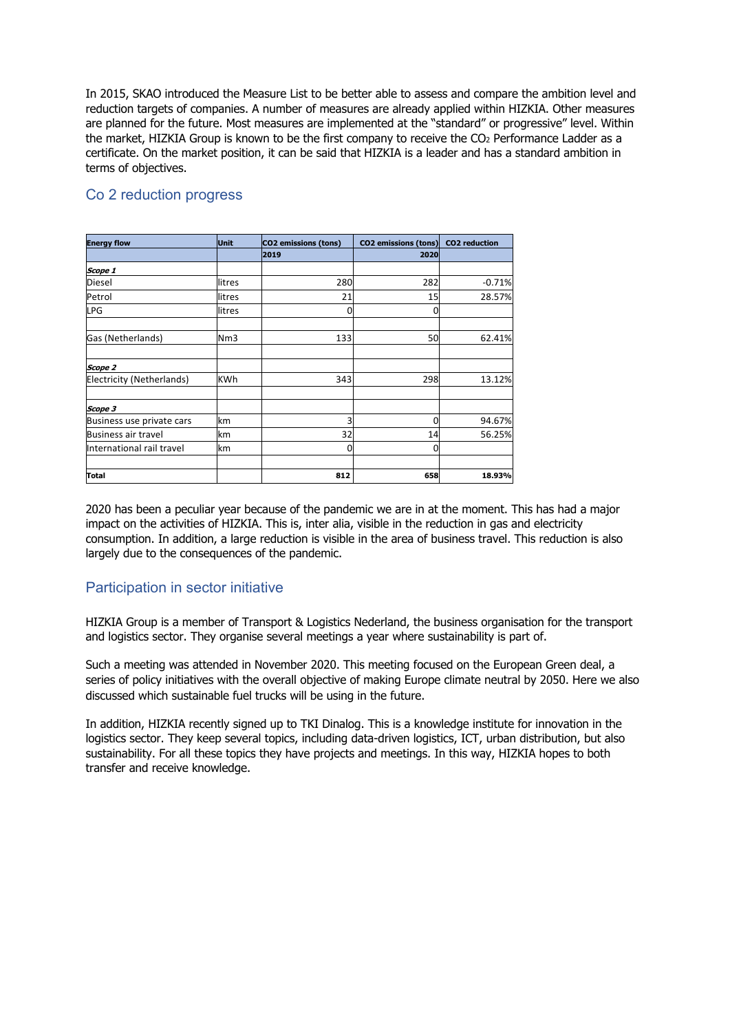In 2015, SKAO introduced the Measure List to be better able to assess and compare the ambition level and reduction targets of companies. A number of measures are already applied within HIZKIA. Other measures are planned for the future. Most measures are implemented at the "standard" or progressive" level. Within the market, HIZKIA Group is known to be the first company to receive the $CO_2$ Performance Ladder as a certificate. On the market position, it can be said that HIZKIA is a leader and has a standard ambition in terms of objectives.

## Co 2 reduction progress

| **Energy flow** | **Unit** | **CO2 emissions (tons)** | **CO2 emissions (tons)** | **CO2 reduction** |
|---|---|---|---|---|
| | | **2019** | **2020** | |
| ***Scope 1*** | | | | |
| Diesel | litres | 280 | 282 | -0.71% |
| Petrol | litres | 21 | 15 | 28.57% |
| LPG | litres | 0 | 0 | |
| | | | | |
| Gas (Netherlands) | Nm3 | 133 | 50 | 62.41% |
| | | | | |
| ***Scope 2*** | | | | |
| Electricity (Netherlands) | KWh | 343 | 298 | 13.12% |
| | | | | |
| ***Scope 3*** | | | | |
| Business use private cars | km | 3 | 0 | 94.67% |
| Business air travel | km | 32 | 14 | 56.25% |
| International rail travel | km | 0 | 0 | |
| | | | | |
| **Total** | | **812** | **658** | **18.93%** |

2020 has been a peculiar year because of the pandemic we are in at the moment. This has had a major impact on the activities of HIZKIA. This is, inter alia, visible in the reduction in gas and electricity consumption. In addition, a large reduction is visible in the area of business travel. This reduction is also largely due to the consequences of the pandemic.

## Participation in sector initiative

HIZKIA Group is a member of Transport & Logistics Nederland, the business organisation for the transport and logistics sector. They organise several meetings a year where sustainability is part of.

Such a meeting was attended in November 2020. This meeting focused on the European Green deal, a series of policy initiatives with the overall objective of making Europe climate neutral by 2050. Here we also discussed which sustainable fuel trucks will be using in the future.

In addition, HIZKIA recently signed up to TKI Dinalog. This is a knowledge institute for innovation in the logistics sector. They keep several topics, including data-driven logistics, ICT, urban distribution, but also sustainability. For all these topics they have projects and meetings. In this way, HIZKIA hopes to both transfer and receive knowledge.